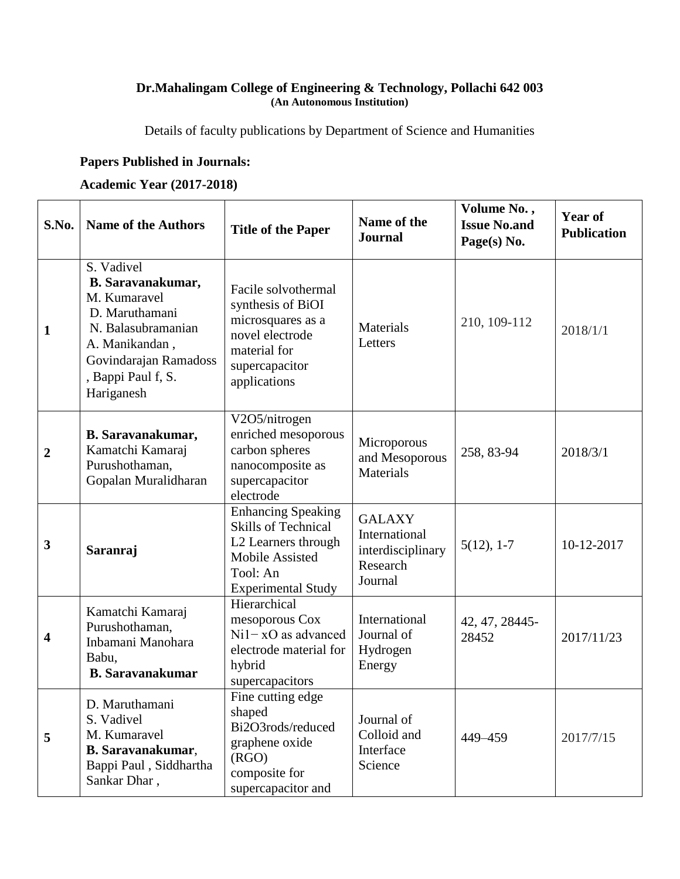**Dr.Mahalingam College of Engineering & Technology, Pollachi 642 003**
**(An Autonomous Institution)**

Details of faculty publications by Department of Science and Humanities

**Papers Published in Journals:**

**Academic Year (2017-2018)**

| S.No. | Name of the Authors | Title of the Paper | Name of the Journal | Volume No. , Issue No.and Page(s) No. | Year of Publication |
|---|---|---|---|---|---|
| 1 | S. Vadivel **B. Saravanakumar,** M. Kumaravel D. Maruthamani N. Balasubramanian A. Manikandan , Govindarajan Ramadoss , Bappi Paul f, S. Hariganesh | Facile solvothermal synthesis of BiOI microsquares as a novel electrode material for supercapacitor applications | Materials Letters | 210, 109-112 | 2018/1/1 |
| 2 | **B. Saravanakumar,** Kamatchi Kamaraj Purushothaman, Gopalan Muralidharan | $V_2O_5$/nitrogen enriched mesoporous carbon spheres nanocomposite as supercapacitor electrode | Microporous and Mesoporous Materials | 258, 83-94 | 2018/3/1 |
| 3 | **Saranraj** | Enhancing Speaking Skills of Technical L2 Learners through Mobile Assisted Tool: An Experimental Study | GALAXY International interdisciplinary Research Journal | 5(12), 1-7 | 10-12-2017 |
| 4 | Kamatchi Kamaraj Purushothaman, Inbamani Manohara Babu, **B. Saravanakumar** | Hierarchical mesoporous $Co_xNi_{1-x}O$ as advanced electrode material for hybrid supercapacitors | International Journal of Hydrogen Energy | 42, 47, 28445-28452 | 2017/11/23 |
| 5 | D. Maruthamani S. Vadivel M. Kumaravel **B. Saravanakumar**, Bappi Paul , Siddhartha Sankar Dhar , | Fine cutting edge shaped $Bi_2O_3$rods/reduced graphene oxide (RGO) composite for supercapacitor and | Journal of Colloid and Interface Science | 449–459 | 2017/7/15 |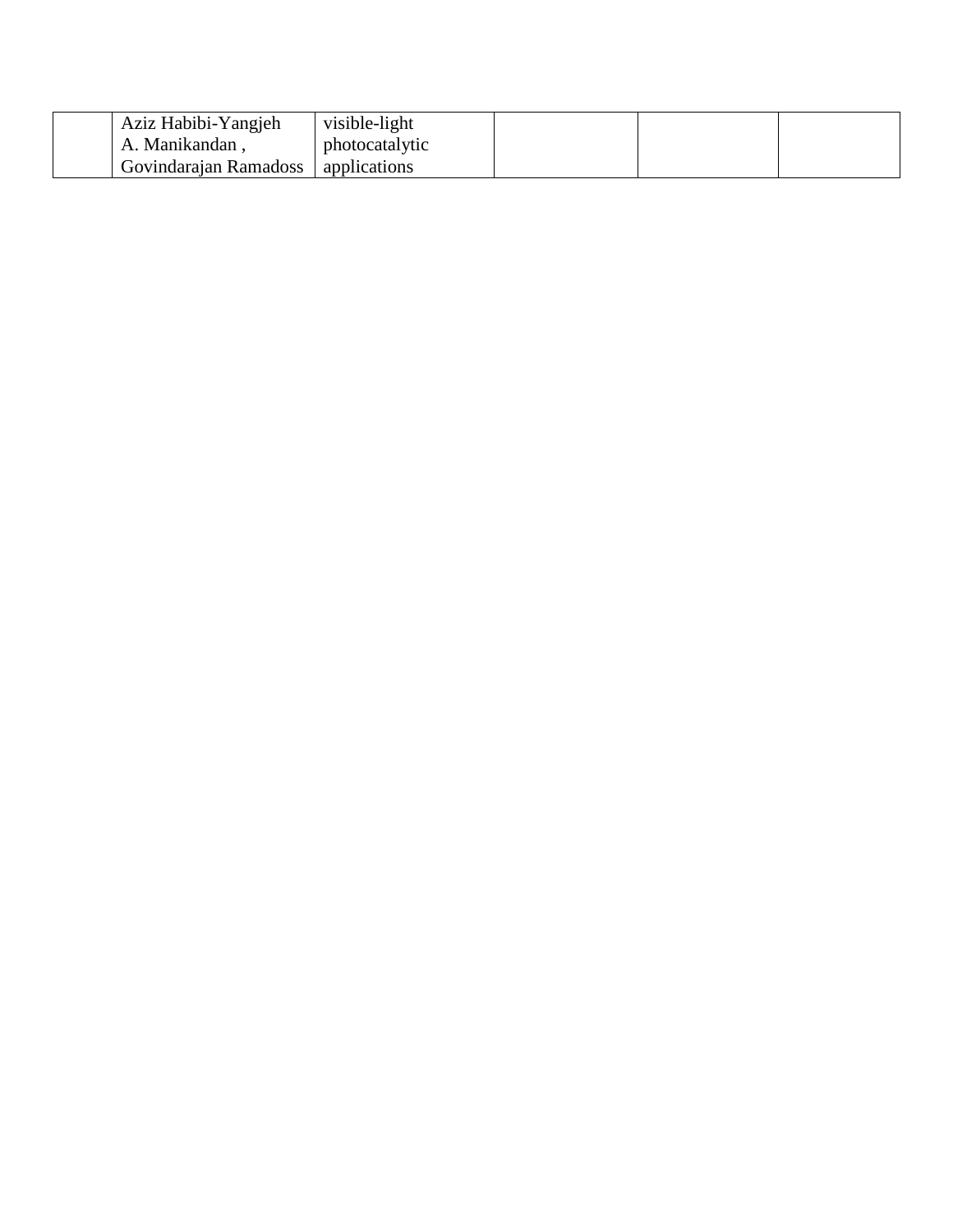| | | | | | |
|---|---|---|---|---|---|
| | Aziz Habibi-Yangjeh A. Manikandan , Govindarajan Ramadoss | visible-light photocatalytic applications | | | |